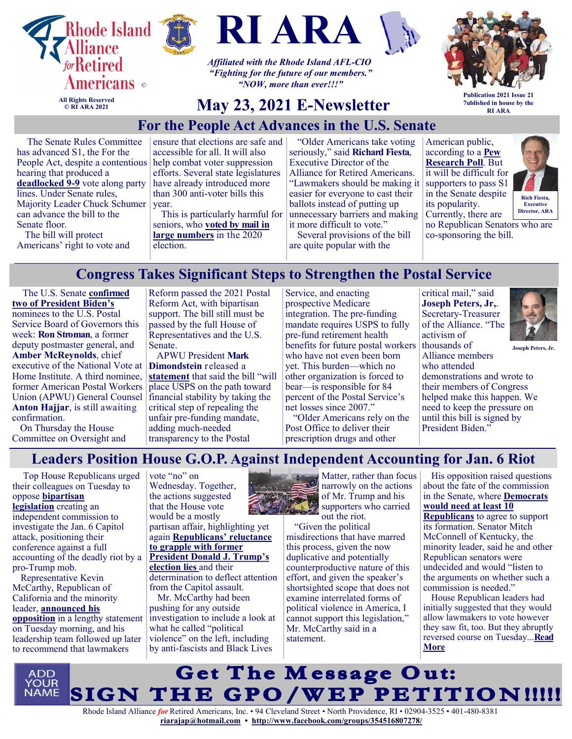# Rhode Island Alliance for Retired Americans ©

All Rights Reserved
© RI ARA 2021

# RI ARA

*Affiliated with the Rhode Island AFL-CIO*
*"Fighting for the future of our members."*
*"NOW, more than ever!!!"*

Publication 2021 Issue 21
7ublished in house by the RI ARA

## May 23, 2021 E-Newsletter

## For the People Act Advances in the U.S. Senate

The Senate Rules Committee has advanced S1, the For the People Act, despite a contentious hearing that produced a **deadlocked 9-9** vote along party lines. Under Senate rules, Majority Leader Chuck Schumer can advance the bill to the Senate floor.

The bill will protect Americans' right to vote and ensure that elections are safe and accessible for all. It will also help combat voter suppression efforts. Several state legislatures have already introduced more than 300 anti-voter bills this year.

This is particularly harmful for seniors, who **voted by mail in large numbers** in the 2020 election.

"Older Americans take voting seriously," said **Richard Fiesta**, Executive Director of the Alliance for Retired Americans. "Lawmakers should be making it easier for everyone to cast their ballots instead of putting up unnecessary barriers and making it more difficult to vote."

Several provisions of the bill are quite popular with the American public, according to a **Pew Research Poll**. But it will be difficult for supporters to pass S1 in the Senate despite its popularity. Currently, there are no Republican Senators who are co-sponsoring the bill.

Rich Fiesta, Executive Director, ARA

## Congress Takes Significant Steps to Strengthen the Postal Service

The U.S. Senate **confirmed two of President Biden's** nominees to the U.S. Postal Service Board of Governors this week: **Ron Stroman**, a former deputy postmaster general, and **Amber McReynolds**, chief executive of the National Vote at Home Institute. A third nominee, former American Postal Workers Union (APWU) General Counsel **Anton Hajjar**, is still awaiting confirmation.

On Thursday the House Committee on Oversight and Reform passed the 2021 Postal Reform Act, with bipartisan support. The bill still must be passed by the full House of Representatives and the U.S. Senate.

APWU President **Mark Dimondstein** released a **statement** that said the bill "will place USPS on the path toward financial stability by taking the critical step of repealing the unfair pre-funding mandate, adding much-needed transparency to the Postal Service, and enacting prospective Medicare integration. The pre-funding mandate requires USPS to fully pre-fund retirement health benefits for future postal workers who have not even been born yet. This burden—which no other organization is forced to bear—is responsible for 84 percent of the Postal Service's net losses since 2007."

"Older Americans rely on the Post Office to deliver their prescription drugs and other critical mail," said **Joseph Peters, Jr**,. Secretary-Treasurer of the Alliance. "The activism of thousands of Alliance members who attended demonstrations and wrote to their members of Congress helped make this happen. We need to keep the pressure on until this bill is signed by President Biden."

Joseph Peters, Jr.

## Leaders Position House G.O.P. Against Independent Accounting for Jan. 6 Riot

Top House Republicans urged their colleagues on Tuesday to oppose **bipartisan legislation** creating an independent commission to investigate the Jan. 6 Capitol attack, positioning their conference against a full accounting of the deadly riot by a pro-Trump mob.

Representative Kevin McCarthy, Republican of California and the minority leader, **announced his opposition** in a lengthy statement on Tuesday morning, and his leadership team followed up later to recommend that lawmakers vote "no" on Wednesday. Together, the actions suggested that the House vote would be a mostly partisan affair, highlighting yet again **Republicans' reluctance to grapple with former President Donald J. Trump's election lies** and their determination to deflect attention from the Capitol assault.

Mr. McCarthy had been pushing for any outside investigation to include a look at what he called "political violence" on the left, including by anti-fascists and Black Lives Matter, rather than focus narrowly on the actions of Mr. Trump and his supporters who carried out the riot.

"Given the political misdirections that have marred this process, given the now duplicative and potentially counterproductive nature of this effort, and given the speaker's shortsighted scope that does not examine interrelated forms of political violence in America, I cannot support this legislation," Mr. McCarthy said in a statement.

His opposition raised questions about the fate of the commission in the Senate, where **Democrats would need at least 10 Republicans** to agree to support its formation. Senator Mitch McConnell of Kentucky, the minority leader, said he and other Republican senators were undecided and would "listen to the arguments on whether such a commission is needed."

House Republican leaders had initially suggested that they would allow lawmakers to vote however they saw fit, too. But they abruptly reversed course on Tuesday...**Read More**

ADD YOUR NAME

# Get The Message Out: SIGN THE GPO/WEP PETITION!!!!!

Rhode Island Alliance *for* Retired Americans, Inc. • 94 Cleveland Street • North Providence, RI • 02904-3525 • 401-480-8381
**riarajap@hotmail.com** • **http://www.facebook.com/groups/354516807278/**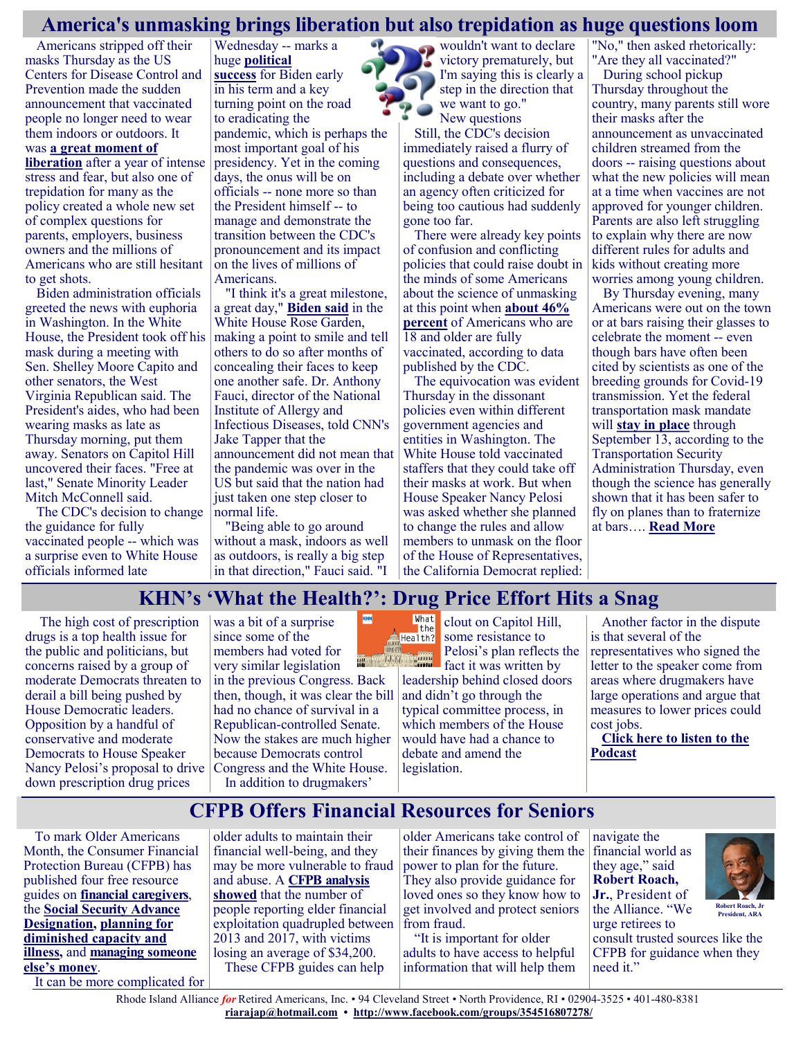## America's unmasking brings liberation but also trepidation as huge questions loom

Americans stripped off their masks Thursday as the US Centers for Disease Control and Prevention made the sudden announcement that vaccinated people no longer need to wear them indoors or outdoors. It was **a great moment of liberation** after a year of intense stress and fear, but also one of trepidation for many as the policy created a whole new set of complex questions for parents, employers, business owners and the millions of Americans who are still hesitant to get shots.

Biden administration officials greeted the news with euphoria in Washington. In the White House, the President took off his mask during a meeting with Sen. Shelley Moore Capito and other senators, the West Virginia Republican said. The President's aides, who had been wearing masks as late as Thursday morning, put them away. Senators on Capitol Hill uncovered their faces. "Free at last," Senate Minority Leader Mitch McConnell said.

The CDC's decision to change the guidance for fully vaccinated people -- which was a surprise even to White House officials informed late Wednesday -- marks a huge **political success** for Biden early in his term and a key turning point on the road to eradicating the pandemic, which is perhaps the most important goal of his presidency. Yet in the coming days, the onus will be on officials -- none more so than the President himself -- to manage and demonstrate the transition between the CDC's pronouncement and its impact on the lives of millions of Americans.

"I think it's a great milestone, a great day," **Biden said** in the White House Rose Garden, making a point to smile and tell others to do so after months of concealing their faces to keep one another safe. Dr. Anthony Fauci, director of the National Institute of Allergy and Infectious Diseases, told CNN's Jake Tapper that the announcement did not mean that the pandemic was over in the US but said that the nation had just taken one step closer to normal life.

"Being able to go around without a mask, indoors as well as outdoors, is really a big step in that direction," Fauci said. "I wouldn't want to declare victory prematurely, but I'm saying this is clearly a step in the direction that we want to go."

### New questions

Still, the CDC's decision immediately raised a flurry of questions and consequences, including a debate over whether an agency often criticized for being too cautious had suddenly gone too far.

There were already key points of confusion and conflicting policies that could raise doubt in the minds of some Americans about the science of unmasking at this point when **about 46% percent** of Americans who are 18 and older are fully vaccinated, according to data published by the CDC.

The equivocation was evident Thursday in the dissonant policies even within different government agencies and entities in Washington. The White House told vaccinated staffers that they could take off their masks at work. But when House Speaker Nancy Pelosi was asked whether she planned to change the rules and allow members to unmask on the floor of the House of Representatives, the California Democrat replied: "No," then asked rhetorically: "Are they all vaccinated?"

During school pickup Thursday throughout the country, many parents still wore their masks after the announcement as unvaccinated children streamed from the doors -- raising questions about what the new policies will mean at a time when vaccines are not approved for younger children. Parents are also left struggling to explain why there are now different rules for adults and kids without creating more worries among young children.

By Thursday evening, many Americans were out on the town or at bars raising their glasses to celebrate the moment -- even though bars have often been cited by scientists as one of the breeding grounds for Covid-19 transmission. Yet the federal transportation mask mandate will **stay in place** through September 13, according to the Transportation Security Administration Thursday, even though the science has generally shown that it has been safer to fly on planes than to fraternize at bars…. **Read More**

## KHN's 'What the Health?': Drug Price Effort Hits a Snag

The high cost of prescription drugs is a top health issue for the public and politicians, but concerns raised by a group of moderate Democrats threaten to derail a bill being pushed by House Democratic leaders. Opposition by a handful of conservative and moderate Democrats to House Speaker Nancy Pelosi's proposal to drive down prescription drug prices was a bit of a surprise since some of the members had voted for very similar legislation in the previous Congress. Back then, though, it was clear the bill had no chance of survival in a Republican-controlled Senate. Now the stakes are much higher because Democrats control Congress and the White House.

In addition to drugmakers' clout on Capitol Hill, some resistance to Pelosi's plan reflects the fact it was written by leadership behind closed doors and didn't go through the typical committee process, in which members of the House would have had a chance to debate and amend the legislation.

Another factor in the dispute is that several of the representatives who signed the letter to the speaker come from areas where drugmakers have large operations and argue that measures to lower prices could cost jobs.

**Click here to listen to the Podcast**

## CFPB Offers Financial Resources for Seniors

To mark Older Americans Month, the Consumer Financial Protection Bureau (CFPB) has published four free resource guides on **financial caregivers**, the **Social Security Advance Designation**, **planning for diminished capacity and illness**, and **managing someone else's money**.

It can be more complicated for older adults to maintain their financial well-being, and they may be more vulnerable to fraud and abuse. A **CFPB analysis showed** that the number of people reporting elder financial exploitation quadrupled between 2013 and 2017, with victims losing an average of $34,200.

These CFPB guides can help older Americans take control of their finances by giving them the power to plan for the future. They also provide guidance for loved ones so they know how to get involved and protect seniors from fraud.

"It is important for older adults to have access to helpful information that will help them navigate the financial world as they age," said **Robert Roach, Jr.**, President of the Alliance. "We urge retirees to consult trusted sources like the CFPB for guidance when they need it."

Robert Roach, Jr
President, ARA

Rhode Island Alliance *for* Retired Americans, Inc. • 94 Cleveland Street • North Providence, RI • 02904-3525 • 401-480-8381
**riarajap@hotmail.com** • **http://www.facebook.com/groups/354516807278/**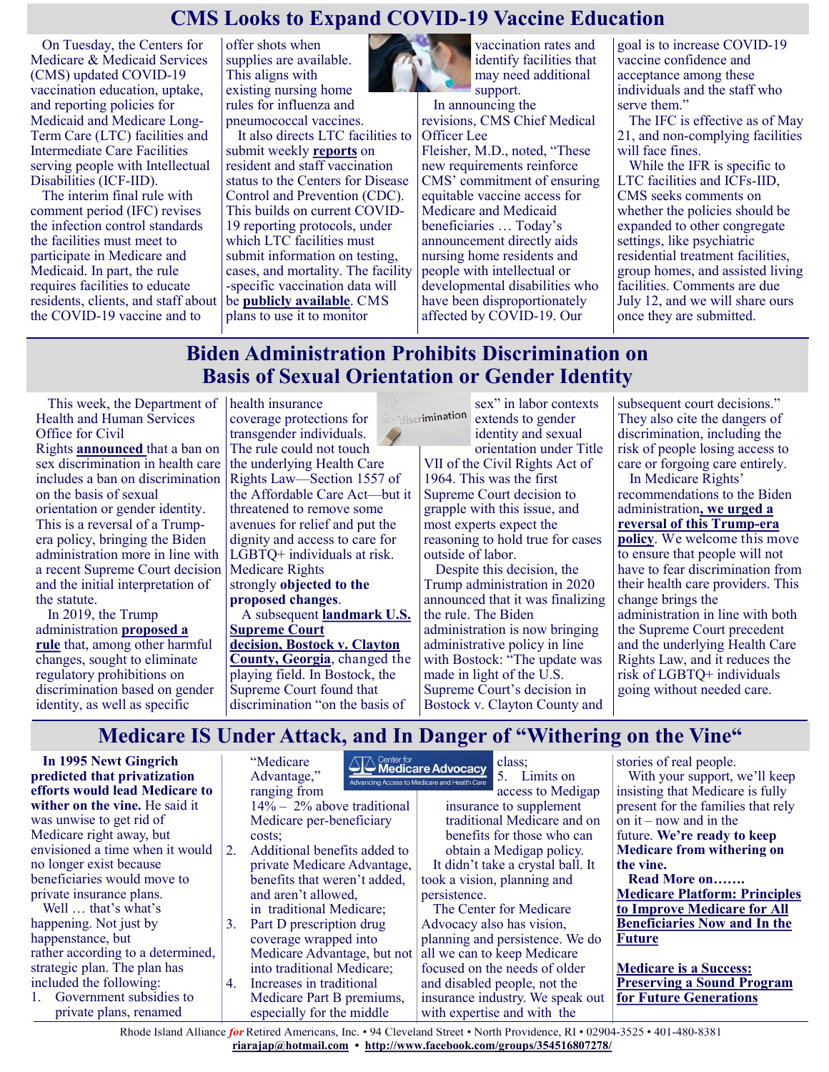## CMS Looks to Expand COVID-19 Vaccine Education

On Tuesday, the Centers for Medicare & Medicaid Services (CMS) updated COVID-19 vaccination education, uptake, and reporting policies for Medicaid and Medicare Long-Term Care (LTC) facilities and Intermediate Care Facilities serving people with Intellectual Disabilities (ICF-IID).

The interim final rule with comment period (IFC) revises the infection control standards the facilities must meet to participate in Medicare and Medicaid. In part, the rule requires facilities to educate residents, clients, and staff about the COVID-19 vaccine and to offer shots when supplies are available. This aligns with existing nursing home rules for influenza and pneumococcal vaccines.

It also directs LTC facilities to submit weekly **reports** on resident and staff vaccination status to the Centers for Disease Control and Prevention (CDC). This builds on current COVID-19 reporting protocols, under which LTC facilities must submit information on testing, cases, and mortality. The facility-specific vaccination data will be **publicly available**. CMS plans to use it to monitor vaccination rates and identify facilities that may need additional support.

In announcing the revisions, CMS Chief Medical Officer Lee Fleisher, M.D., noted, "These new requirements reinforce CMS' commitment of ensuring equitable vaccine access for Medicare and Medicaid beneficiaries … Today's announcement directly aids nursing home residents and people with intellectual or developmental disabilities who have been disproportionately affected by COVID-19. Our goal is to increase COVID-19 vaccine confidence and acceptance among these individuals and the staff who serve them."

The IFC is effective as of May 21, and non-complying facilities will face fines.

While the IFR is specific to LTC facilities and ICFs-IID, CMS seeks comments on whether the policies should be expanded to other congregate settings, like psychiatric residential treatment facilities, group homes, and assisted living facilities. Comments are due July 12, and we will share ours once they are submitted.

## Biden Administration Prohibits Discrimination on Basis of Sexual Orientation or Gender Identity

This week, the Department of Health and Human Services Office for Civil Rights **announced** that a ban on sex discrimination in health care includes a ban on discrimination on the basis of sexual orientation or gender identity. This is a reversal of a Trump-era policy, bringing the Biden administration more in line with a recent Supreme Court decision and the initial interpretation of the statute.

In 2019, the Trump administration **proposed a rule** that, among other harmful changes, sought to eliminate regulatory prohibitions on discrimination based on gender identity, as well as specific health insurance coverage protections for transgender individuals. The rule could not touch the underlying Health Care Rights Law—Section 1557 of the Affordable Care Act—but it threatened to remove some avenues for relief and put the dignity and access to care for LGBTQ+ individuals at risk. Medicare Rights strongly **objected to the proposed changes**.

A subsequent **landmark U.S. Supreme Court decision, Bostock v. Clayton County, Georgia**, changed the playing field. In Bostock, the Supreme Court found that discrimination "on the basis of sex" in labor contexts extends to gender identity and sexual orientation under Title VII of the Civil Rights Act of 1964. This was the first Supreme Court decision to grapple with this issue, and most experts expect the reasoning to hold true for cases outside of labor.

Despite this decision, the Trump administration in 2020 announced that it was finalizing the rule. The Biden administration is now bringing administrative policy in line with Bostock: "The update was made in light of the U.S. Supreme Court's decision in Bostock v. Clayton County and subsequent court decisions." They also cite the dangers of discrimination, including the risk of people losing access to care or forgoing care entirely.

In Medicare Rights' recommendations to the Biden administration**, we urged a reversal of this Trump-era policy**. We welcome this move to ensure that people will not have to fear discrimination from their health care providers. This change brings the administration in line with both the Supreme Court precedent and the underlying Health Care Rights Law, and it reduces the risk of LGBTQ+ individuals going without needed care.

## Medicare IS Under Attack, and In Danger of "Withering on the Vine"

**In 1995 Newt Gingrich predicted that privatization efforts would lead Medicare to wither on the vine.** He said it was unwise to get rid of Medicare right away, but envisioned a time when it would no longer exist because beneficiaries would move to private insurance plans.

Well … that's what's happening. Not just by happenstance, but rather according to a determined, strategic plan. The plan has included the following:

1. Government subsidies to private plans, renamed "Medicare Advantage," ranging from 14% – 2% above traditional Medicare per-beneficiary costs;
2. Additional benefits added to private Medicare Advantage, benefits that weren't added, and aren't allowed, in traditional Medicare;
3. Part D prescription drug coverage wrapped into Medicare Advantage, but not into traditional Medicare;
4. Increases in traditional Medicare Part B premiums, especially for the middle class;
5. Limits on access to Medigap insurance to supplement traditional Medicare and on benefits for those who can obtain a Medigap policy.

It didn't take a crystal ball. It took a vision, planning and persistence.

The Center for Medicare Advocacy also has vision, planning and persistence. We do all we can to keep Medicare focused on the needs of older and disabled people, not the insurance industry. We speak out with expertise and with the stories of real people.

With your support, we'll keep insisting that Medicare is fully present for the families that rely on it – now and in the future. **We're ready to keep Medicare from withering on the vine.**

**Read More on…….**

**Medicare Platform: Principles to Improve Medicare for All Beneficiaries Now and In the Future**

**Medicare is a Success: Preserving a Sound Program for Future Generations**

Rhode Island Alliance *for* Retired Americans, Inc. • 94 Cleveland Street • North Providence, RI • 02904-3525 • 401-480-8381
**riarajap@hotmail.com** • **http://www.facebook.com/groups/354516807278/**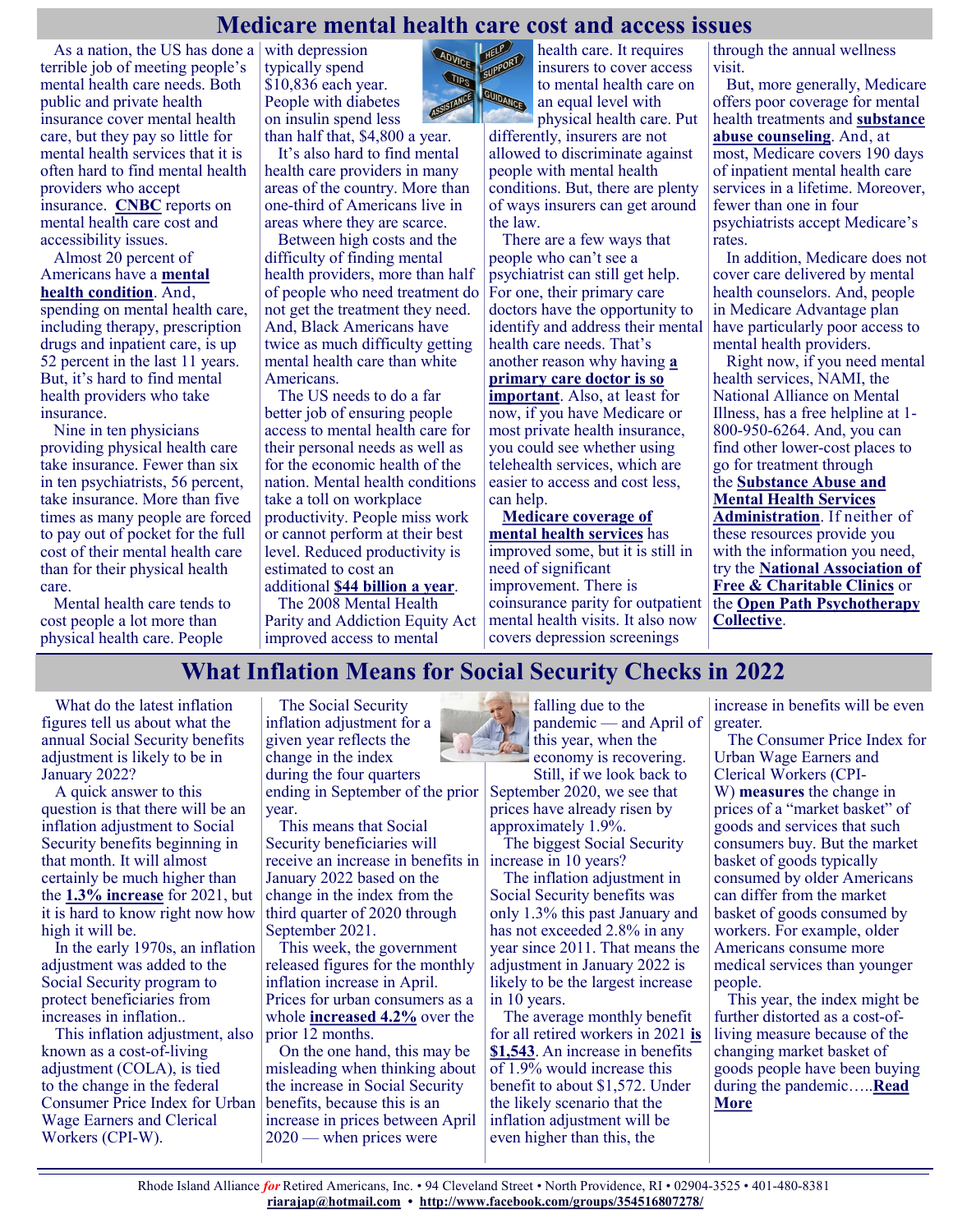# Medicare mental health care cost and access issues

As a nation, the US has done a terrible job of meeting people's mental health care needs. Both public and private health insurance cover mental health care, but they pay so little for mental health services that it is often hard to find mental health providers who accept insurance. **CNBC** reports on mental health care cost and accessibility issues.

Almost 20 percent of Americans have a **mental health condition**. And, spending on mental health care, including therapy, prescription drugs and inpatient care, is up 52 percent in the last 11 years. But, it's hard to find mental health providers who take insurance.

Nine in ten physicians providing physical health care take insurance. Fewer than six in ten psychiatrists, 56 percent, take insurance. More than five times as many people are forced to pay out of pocket for the full cost of their mental health care than for their physical health care.

Mental health care tends to cost people a lot more than physical health care. People with depression typically spend $10,836 each year. People with diabetes on insulin spend less than half that, $4,800 a year.

It's also hard to find mental health care providers in many areas of the country. More than one-third of Americans live in areas where they are scarce.

Between high costs and the difficulty of finding mental health providers, more than half of people who need treatment do not get the treatment they need. And, Black Americans have twice as much difficulty getting mental health care than white Americans.

The US needs to do a far better job of ensuring people access to mental health care for their personal needs as well as for the economic health of the nation. Mental health conditions take a toll on workplace productivity. People miss work or cannot perform at their best level. Reduced productivity is estimated to cost an additional **$44 billion a year**.

The 2008 Mental Health Parity and Addiction Equity Act improved access to mental health care. It requires insurers to cover access to mental health care on an equal level with physical health care. Put differently, insurers are not allowed to discriminate against people with mental health conditions. But, there are plenty of ways insurers can get around the law.

There are a few ways that people who can't see a psychiatrist can still get help. For one, their primary care doctors have the opportunity to identify and address their mental health care needs. That's another reason why having **a primary care doctor is so important**. Also, at least for now, if you have Medicare or most private health insurance, you could see whether using telehealth services, which are easier to access and cost less, can help.

**Medicare coverage of mental health services** has improved some, but it is still in need of significant improvement. There is coinsurance parity for outpatient mental health visits. It also now covers depression screenings through the annual wellness visit.

But, more generally, Medicare offers poor coverage for mental health treatments and **substance abuse counseling**. And, at most, Medicare covers 190 days of inpatient mental health care services in a lifetime. Moreover, fewer than one in four psychiatrists accept Medicare's rates.

In addition, Medicare does not cover care delivered by mental health counselors. And, people in Medicare Advantage plan have particularly poor access to mental health providers.

Right now, if you need mental health services, NAMI, the National Alliance on Mental Illness, has a free helpline at 1-800-950-6264. And, you can find other lower-cost places to go for treatment through the **Substance Abuse and Mental Health Services Administration**. If neither of these resources provide you with the information you need, try the **National Association of Free & Charitable Clinics** or the **Open Path Psychotherapy Collective**.

# What Inflation Means for Social Security Checks in 2022

What do the latest inflation figures tell us about what the annual Social Security benefits adjustment is likely to be in January 2022?

A quick answer to this question is that there will be an inflation adjustment to Social Security benefits beginning in that month. It will almost certainly be much higher than the **1.3% increase** for 2021, but it is hard to know right now how high it will be.

In the early 1970s, an inflation adjustment was added to the Social Security program to protect beneficiaries from increases in inflation..

This inflation adjustment, also known as a cost-of-living adjustment (COLA), is tied to the change in the federal Consumer Price Index for Urban Wage Earners and Clerical Workers (CPI-W).

The Social Security inflation adjustment for a given year reflects the change in the index during the four quarters ending in September of the prior year.

This means that Social Security beneficiaries will receive an increase in benefits in January 2022 based on the change in the index from the third quarter of 2020 through September 2021.

This week, the government released figures for the monthly inflation increase in April. Prices for urban consumers as a whole **increased 4.2%** over the prior 12 months.

On the one hand, this may be misleading when thinking about the increase in Social Security benefits, because this is an increase in prices between April 2020 — when prices were falling due to the pandemic — and April of this year, when the economy is recovering.

Still, if we look back to September 2020, we see that prices have already risen by approximately 1.9%.

The biggest Social Security increase in 10 years?

The inflation adjustment in Social Security benefits was only 1.3% this past January and has not exceeded 2.8% in any year since 2011. That means the adjustment in January 2022 is likely to be the largest increase in 10 years.

The average monthly benefit for all retired workers in 2021 **is $1,543**. An increase in benefits of 1.9% would increase this benefit to about $1,572. Under the likely scenario that the inflation adjustment will be even higher than this, the increase in benefits will be even greater.

The Consumer Price Index for Urban Wage Earners and Clerical Workers (CPI-W) **measures** the change in prices of a "market basket" of goods and services that such consumers buy. But the market basket of goods typically consumed by older Americans can differ from the market basket of goods consumed by workers. For example, older Americans consume more medical services than younger people.

This year, the index might be further distorted as a cost-of-living measure because of the changing market basket of goods people have been buying during the pandemic…..**Read More**

Rhode Island Alliance *for* Retired Americans, Inc. • 94 Cleveland Street • North Providence, RI • 02904-3525 • 401-480-8381
**riarajap@hotmail.com** • **http://www.facebook.com/groups/354516807278/**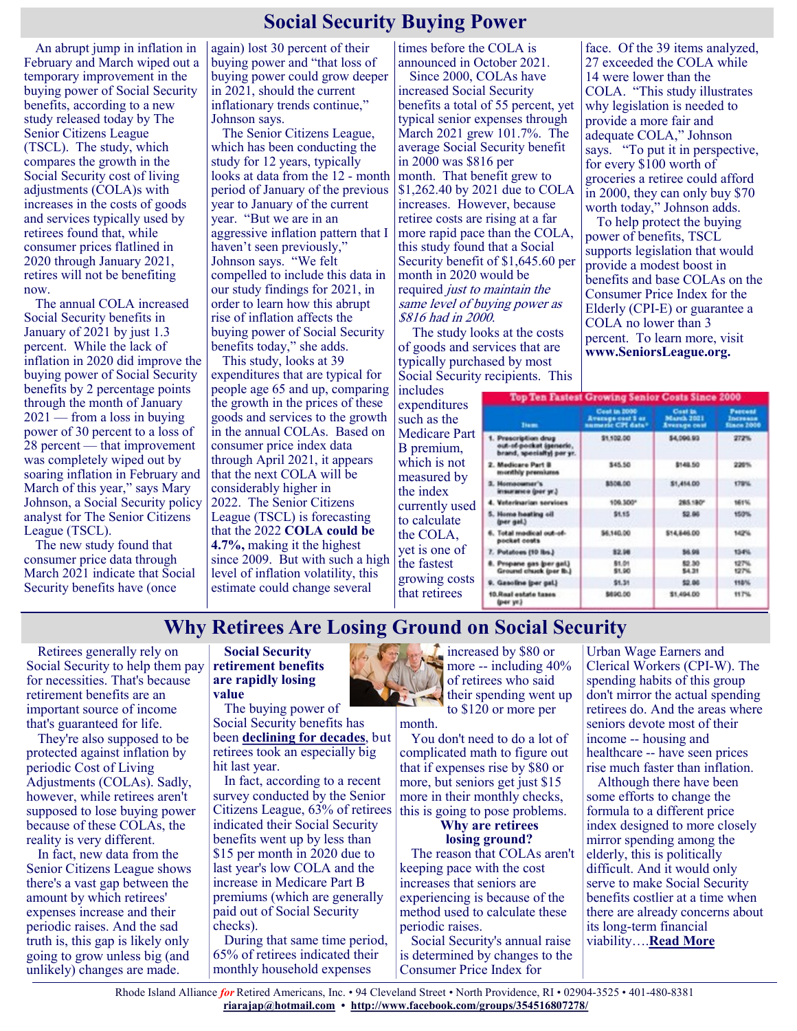# Social Security Buying Power

An abrupt jump in inflation in February and March wiped out a temporary improvement in the buying power of Social Security benefits, according to a new study released today by The Senior Citizens League (TSCL). The study, which compares the growth in the Social Security cost of living adjustments (COLA)s with increases in the costs of goods and services typically used by retirees found that, while consumer prices flatlined in 2020 through January 2021, retires will not be benefiting now.

The annual COLA increased Social Security benefits in January of 2021 by just 1.3 percent. While the lack of inflation in 2020 did improve the buying power of Social Security benefits by 2 percentage points through the month of January 2021 — from a loss in buying power of 30 percent to a loss of 28 percent — that improvement was completely wiped out by soaring inflation in February and March of this year," says Mary Johnson, a Social Security policy analyst for The Senior Citizens League (TSCL).

The new study found that consumer price data through March 2021 indicate that Social Security benefits have (once again) lost 30 percent of their buying power and "that loss of buying power could grow deeper in 2021, should the current inflationary trends continue," Johnson says.

The Senior Citizens League, which has been conducting the study for 12 years, typically looks at data from the 12 - month period of January of the previous year to January of the current year. "But we are in an aggressive inflation pattern that I haven't seen previously," Johnson says. "We felt compelled to include this data in our study findings for 2021, in order to learn how this abrupt rise of inflation affects the buying power of Social Security benefits today," she adds.

This study, looks at 39 expenditures that are typical for people age 65 and up, comparing the growth in the prices of these goods and services to the growth in the annual COLAs. Based on consumer price index data through April 2021, it appears that the next COLA will be considerably higher in 2022. The Senior Citizens League (TSCL) is forecasting that the 2022 **COLA could be 4.7%,** making it the highest since 2009. But with such a high level of inflation volatility, this estimate could change several times before the COLA is announced in October 2021.

Since 2000, COLAs have increased Social Security benefits a total of 55 percent, yet typical senior expenses through March 2021 grew 101.7%. The average Social Security benefit in 2000 was $816 per month. That benefit grew to $1,262.40 by 2021 due to COLA increases. However, because retiree costs are rising at a far more rapid pace than the COLA, this study found that a Social Security benefit of $1,645.60 per month in 2020 would be required *just to maintain the same level of buying power as $816 had in 2000.*

The study looks at the costs of goods and services that are typically purchased by most Social Security recipients. This includes expenditures such as the Medicare Part B premium, which is not measured by the index currently used to calculate the COLA, yet is one of the fastest growing costs that retirees face. Of the 39 items analyzed, 27 exceeded the COLA while 14 were lower than the COLA. "This study illustrates why legislation is needed to provide a more fair and adequate COLA," Johnson says. "To put it in perspective, for every $100 worth of groceries a retiree could afford in 2000, they can only buy $70 worth today," Johnson adds.

To help protect the buying power of benefits, TSCL supports legislation that would provide a modest boost in benefits and base COLAs on the Consumer Price Index for the Elderly (CPI-E) or guarantee a COLA no lower than 3 percent. To learn more, visit **www.SeniorsLeague.org.**

**Top Ten Fastest Growing Senior Costs Since 2000**

| Item | Cost in 2000 Average cost 1 or numeric CPI data* | Cost in March 2021 Average cost | Percent Increase Since 2000 |
|---|---|---|---|
| 1. Prescription drug out-of-pocket (generic, brand, specialty) per yr. | $1,102.00 | $4,096.93 | 272% |
| 2. Medicare Part B monthly premiums | $45.50 | $148.50 | 226% |
| 3. Homeowner's insurance (per yr.) | $508.00 | $1,414.00 | 178% |
| 4. Veterinarian services | 109.300* | 285.180* | 161% |
| 5. Home heating oil (per gal.) | $1.15 | $2.86 | 150% |
| 6. Total medical out-of-pocket costs | $6,140.00 | $14,646.00 | 142% |
| 7. Potatoes (10 lbs.) | $2.98 | $6.98 | 134% |
| 8. Propane gas (per gal.) Ground chuck (per lb.) | $1.01 $1.90 | $2.30 $4.31 | 127% 127% |
| 9. Gasoline (per gal.) | $1.31 | $2.86 | 118% |
| 10. Real estate taxes (per yr.) | $690.00 | $1,494.00 | 117% |

# Why Retirees Are Losing Ground on Social Security

Retirees generally rely on Social Security to help them pay for necessities. That's because retirement benefits are an important source of income that's guaranteed for life.

They're also supposed to be protected against inflation by periodic Cost of Living Adjustments (COLAs). Sadly, however, while retirees aren't supposed to lose buying power because of these COLAs, the reality is very different.

In fact, new data from the Senior Citizens League shows there's a vast gap between the amount by which retirees' expenses increase and their periodic raises. And the sad truth is, this gap is likely only going to grow unless big (and unlikely) changes are made.

**Social Security retirement benefits are rapidly losing value**

The buying power of Social Security benefits has been **declining for decades**, but retirees took an especially big hit last year.

In fact, according to a recent survey conducted by the Senior Citizens League, 63% of retirees indicated their Social Security benefits went up by less than $15 per month in 2020 due to last year's low COLA and the increase in Medicare Part B premiums (which are generally paid out of Social Security checks).

During that same time period, 65% of retirees indicated their monthly household expenses increased by $80 or more -- including 40% of retirees who said their spending went up to $120 or more per month.

You don't need to do a lot of complicated math to figure out that if expenses rise by $80 or more, but seniors get just $15 more in their monthly checks, this is going to pose problems.

**Why are retirees losing ground?**

The reason that COLAs aren't keeping pace with the cost increases that seniors are experiencing is because of the method used to calculate these periodic raises.

Social Security's annual raise is determined by changes to the Consumer Price Index for Urban Wage Earners and Clerical Workers (CPI-W). The spending habits of this group don't mirror the actual spending retirees do. And the areas where seniors devote most of their income -- housing and healthcare -- have seen prices rise much faster than inflation.

Although there have been some efforts to change the formula to a different price index designed to more closely mirror spending among the elderly, this is politically difficult. And it would only serve to make Social Security benefits costlier at a time when there are already concerns about its long-term financial viability….**Read More**

Rhode Island Alliance *for* Retired Americans, Inc. • 94 Cleveland Street • North Providence, RI • 02904-3525 • 401-480-8381
**riarajap@hotmail.com** • **http://www.facebook.com/groups/354516807278/**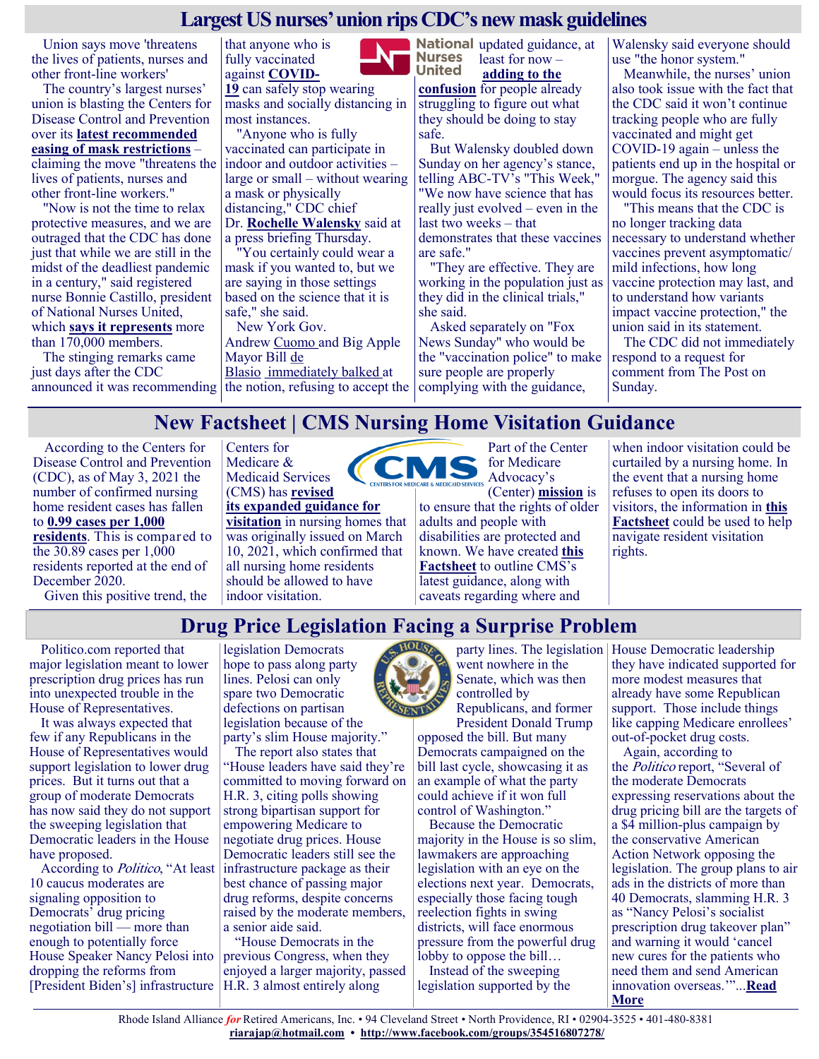## Largest US nurses' union rips CDC's new mask guidelines

Union says move 'threatens the lives of patients, nurses and other front-line workers'

The country's largest nurses' union is blasting the Centers for Disease Control and Prevention over its **latest recommended easing of mask restrictions** – claiming the move "threatens the lives of patients, nurses and other front-line workers."

"Now is not the time to relax protective measures, and we are outraged that the CDC has done just that while we are still in the midst of the deadliest pandemic in a century," said registered nurse Bonnie Castillo, president of National Nurses United, which **says it represents** more than 170,000 members.

The stinging remarks came just days after the CDC announced it was recommending that anyone who is fully vaccinated against **COVID-19** can safely stop wearing masks and socially distancing in most instances.

"Anyone who is fully vaccinated can participate in indoor and outdoor activities – large or small – without wearing a mask or physically distancing," CDC chief Dr. **Rochelle Walensky** said at a press briefing Thursday.

"You certainly could wear a mask if you wanted to, but we are saying in those settings based on the science that it is safe," she said.

New York Gov. Andrew Cuomo and Big Apple Mayor Bill de Blasio immediately balked at the notion, refusing to accept the updated guidance, at least for now – **adding to the confusion** for people already struggling to figure out what they should be doing to stay safe.

But Walensky doubled down Sunday on her agency's stance, telling ABC-TV's "This Week," "We now have science that has really just evolved – even in the last two weeks – that demonstrates that these vaccines are safe."

"They are effective. They are working in the population just as they did in the clinical trials," she said.

Asked separately on "Fox News Sunday" who would be the "vaccination police" to make sure people are properly complying with the guidance, Walensky said everyone should use "the honor system."

Meanwhile, the nurses' union also took issue with the fact that the CDC said it won't continue tracking people who are fully vaccinated and might get COVID-19 again – unless the patients end up in the hospital or morgue. The agency said this would focus its resources better.

"This means that the CDC is no longer tracking data necessary to understand whether vaccines prevent asymptomatic/ mild infections, how long vaccine protection may last, and to understand how variants impact vaccine protection," the union said in its statement.

The CDC did not immediately respond to a request for comment from The Post on Sunday.

## New Factsheet | CMS Nursing Home Visitation Guidance

According to the Centers for Disease Control and Prevention (CDC), as of May 3, 2021 the number of confirmed nursing home resident cases has fallen to **0.99 cases per 1,000 residents**. This is compared to the 30.89 cases per 1,000 residents reported at the end of December 2020.

Given this positive trend, the Centers for Medicare & Medicaid Services (CMS) has **revised its expanded guidance for visitation** in nursing homes that was originally issued on March 10, 2021, which confirmed that all nursing home residents should be allowed to have indoor visitation.

Part of the Center for Medicare Advocacy's (Center) **mission** is to ensure that the rights of older adults and people with disabilities are protected and known. We have created **this Factsheet** to outline CMS's latest guidance, along with caveats regarding where and when indoor visitation could be curtailed by a nursing home. In the event that a nursing home refuses to open its doors to visitors, the information in **this Factsheet** could be used to help navigate resident visitation rights.

## Drug Price Legislation Facing a Surprise Problem

Politico.com reported that major legislation meant to lower prescription drug prices has run into unexpected trouble in the House of Representatives.

It was always expected that few if any Republicans in the House of Representatives would support legislation to lower drug prices. But it turns out that a group of moderate Democrats has now said they do not support the sweeping legislation that Democratic leaders in the House have proposed.

According to *Politico*, "At least 10 caucus moderates are signaling opposition to Democrats' drug pricing negotiation bill — more than enough to potentially force House Speaker Nancy Pelosi into dropping the reforms from [President Biden's] infrastructure legislation Democrats hope to pass along party lines. Pelosi can only spare two Democratic defections on partisan legislation because of the party's slim House majority."

The report also states that "House leaders have said they're committed to moving forward on H.R. 3, citing polls showing strong bipartisan support for empowering Medicare to negotiate drug prices. House Democratic leaders still see the infrastructure package as their best chance of passing major drug reforms, despite concerns raised by the moderate members, a senior aide said.

"House Democrats in the previous Congress, when they enjoyed a larger majority, passed H.R. 3 almost entirely along party lines. The legislation went nowhere in the Senate, which was then controlled by Republicans, and former President Donald Trump opposed the bill. But many Democrats campaigned on the bill last cycle, showcasing it as an example of what the party could achieve if it won full control of Washington."

Because the Democratic majority in the House is so slim, lawmakers are approaching legislation with an eye on the elections next year. Democrats, especially those facing tough reelection fights in swing districts, will face enormous pressure from the powerful drug lobby to oppose the bill…

Instead of the sweeping legislation supported by the House Democratic leadership they have indicated supported for more modest measures that already have some Republican support. Those include things like capping Medicare enrollees' out-of-pocket drug costs.

Again, according to the *Politico* report, "Several of the moderate Democrats expressing reservations about the drug pricing bill are the targets of a $4 million-plus campaign by the conservative American Action Network opposing the legislation. The group plans to air ads in the districts of more than 40 Democrats, slamming H.R. 3 as "Nancy Pelosi's socialist prescription drug takeover plan" and warning it would 'cancel new cures for the patients who need them and send American innovation overseas.'"...**Read More**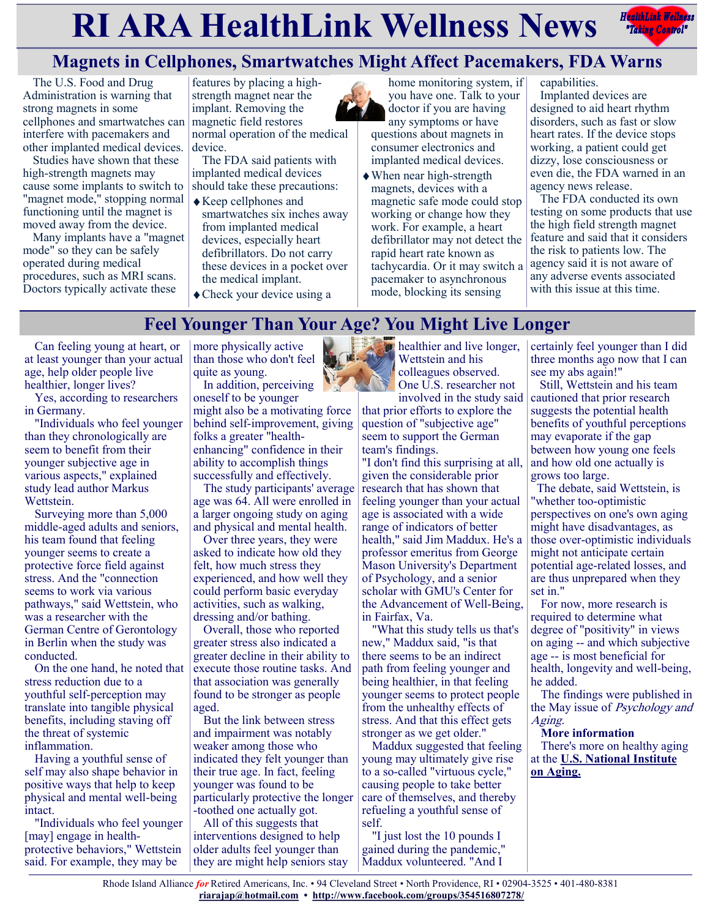# RI ARA HealthLink Wellness News

## Magnets in Cellphones, Smartwatches Might Affect Pacemakers, FDA Warns

The U.S. Food and Drug Administration is warning that strong magnets in some cellphones and smartwatches can interfere with pacemakers and other implanted medical devices.

Studies have shown that these high-strength magnets may cause some implants to switch to "magnet mode," stopping normal functioning until the magnet is moved away from the device.

Many implants have a "magnet mode" so they can be safely operated during medical procedures, such as MRI scans. Doctors typically activate these features by placing a high-strength magnet near the implant. Removing the magnetic field restores normal operation of the medical device.

The FDA said patients with implanted medical devices should take these precautions:

- Keep cellphones and smartwatches six inches away from implanted medical devices, especially heart defibrillators. Do not carry these devices in a pocket over the medical implant.
- Check your device using a home monitoring system, if you have one. Talk to your doctor if you are having any symptoms or have questions about magnets in consumer electronics and implanted medical devices.
- When near high-strength magnets, devices with a magnetic safe mode could stop working or change how they work. For example, a heart defibrillator may not detect the rapid heart rate known as tachycardia. Or it may switch a pacemaker to asynchronous mode, blocking its sensing capabilities.

Implanted devices are designed to aid heart rhythm disorders, such as fast or slow heart rates. If the device stops working, a patient could get dizzy, lose consciousness or even die, the FDA warned in an agency news release.

The FDA conducted its own testing on some products that use the high field strength magnet feature and said that it considers the risk to patients low. The agency said it is not aware of any adverse events associated with this issue at this time.

## Feel Younger Than Your Age? You Might Live Longer

Can feeling young at heart, or at least younger than your actual age, help older people live healthier, longer lives?

Yes, according to researchers in Germany.

"Individuals who feel younger than they chronologically are seem to benefit from their younger subjective age in various aspects," explained study lead author Markus Wettstein.

Surveying more than 5,000 middle-aged adults and seniors, his team found that feeling younger seems to create a protective force field against stress. And the "connection seems to work via various pathways," said Wettstein, who was a researcher with the German Centre of Gerontology in Berlin when the study was conducted.

On the one hand, he noted that stress reduction due to a youthful self-perception may translate into tangible physical benefits, including staving off the threat of systemic inflammation.

Having a youthful sense of self may also shape behavior in positive ways that help to keep physical and mental well-being intact.

"Individuals who feel younger [may] engage in health-protective behaviors," Wettstein said. For example, they may be more physically active than those who don't feel quite as young.

In addition, perceiving oneself to be younger might also be a motivating force behind self-improvement, giving folks a greater "health-enhancing" confidence in their ability to accomplish things successfully and effectively.

The study participants' average age was 64. All were enrolled in a larger ongoing study on aging and physical and mental health.

Over three years, they were asked to indicate how old they felt, how much stress they experienced, and how well they could perform basic everyday activities, such as walking, dressing and/or bathing.

Overall, those who reported greater stress also indicated a greater decline in their ability to execute those routine tasks. And that association was generally found to be stronger as people aged.

But the link between stress and impairment was notably weaker among those who indicated they felt younger than their true age. In fact, feeling younger was found to be particularly protective the longer-toothed one actually got.

All of this suggests that interventions designed to help older adults feel younger than they are might help seniors stay healthier and live longer, Wettstein and his colleagues observed.

One U.S. researcher not involved in the study said that prior efforts to explore the question of "subjective age" seem to support the German team's findings.

"I don't find this surprising at all, given the considerable prior research that has shown that feeling younger than your actual age is associated with a wide range of indicators of better health," said Jim Maddux. He's a professor emeritus from George Mason University's Department of Psychology, and a senior scholar with GMU's Center for the Advancement of Well-Being, in Fairfax, Va.

"What this study tells us that's new," Maddux said, "is that there seems to be an indirect path from feeling younger and being healthier, in that feeling younger seems to protect people from the unhealthy effects of stress. And that this effect gets stronger as we get older."

Maddux suggested that feeling young may ultimately give rise to a so-called "virtuous cycle," causing people to take better care of themselves, and thereby refueling a youthful sense of self.

"I just lost the 10 pounds I gained during the pandemic," Maddux volunteered. "And I certainly feel younger than I did three months ago now that I can see my abs again!"

Still, Wettstein and his team cautioned that prior research suggests the potential health benefits of youthful perceptions may evaporate if the gap between how young one feels and how old one actually is grows too large.

The debate, said Wettstein, is "whether too-optimistic perspectives on one's own aging might have disadvantages, as those over-optimistic individuals might not anticipate certain potential age-related losses, and are thus unprepared when they set in."

For now, more research is required to determine what degree of "positivity" in views on aging -- and which subjective age -- is most beneficial for health, longevity and well-being, he added.

The findings were published in the May issue of *Psychology and Aging.*

**More information**

There's more on healthy aging at the **U.S. National Institute on Aging.**

Rhode Island Alliance *for* Retired Americans, Inc. • 94 Cleveland Street • North Providence, RI • 02904-3525 • 401-480-8381
riarajap@hotmail.com • http://www.facebook.com/groups/354516807278/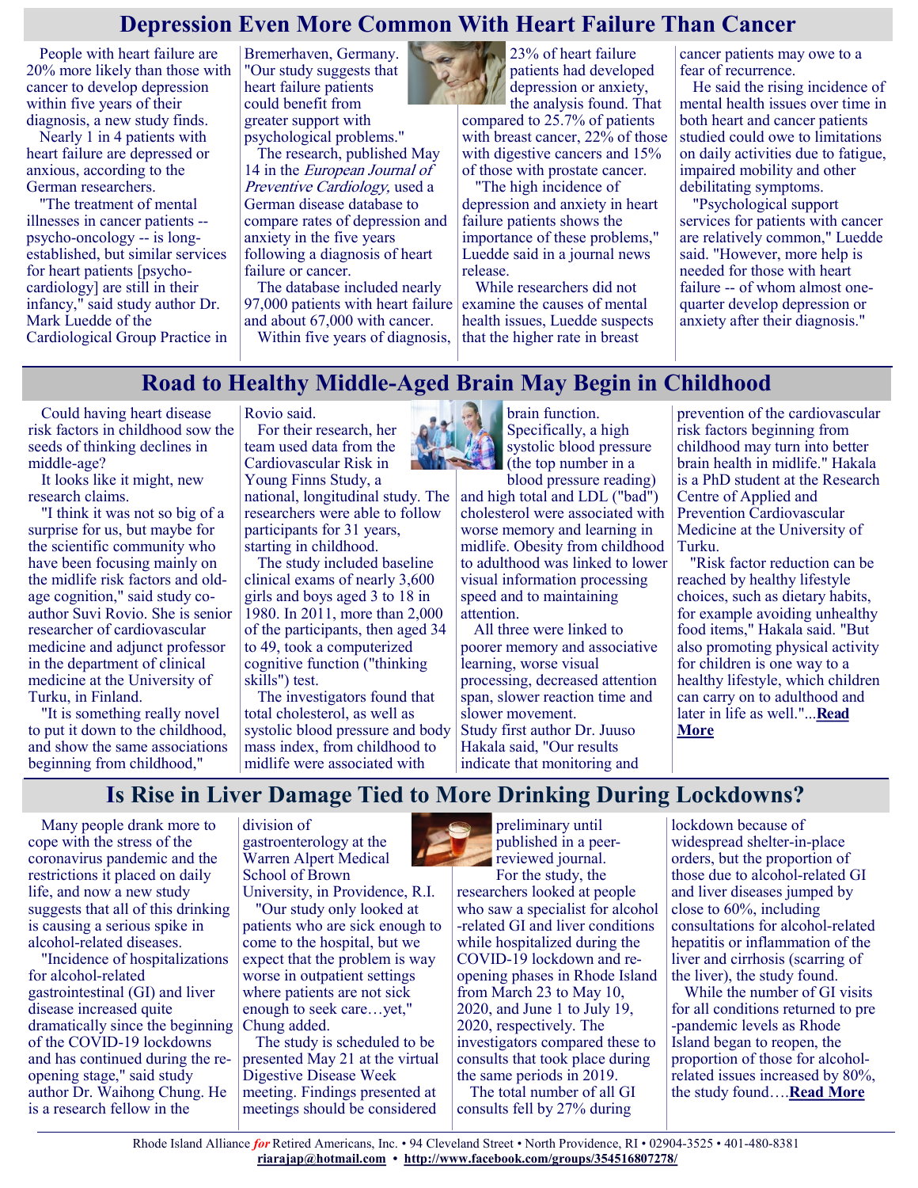## Depression Even More Common With Heart Failure Than Cancer

People with heart failure are 20% more likely than those with cancer to develop depression within five years of their diagnosis, a new study finds.

Nearly 1 in 4 patients with heart failure are depressed or anxious, according to the German researchers.

"The treatment of mental illnesses in cancer patients -- psycho-oncology -- is long-established, but similar services for heart patients [psycho-cardiology] are still in their infancy," said study author Dr. Mark Luedde of the Cardiological Group Practice in Bremerhaven, Germany. "Our study suggests that heart failure patients could benefit from greater support with psychological problems."

The research, published May 14 in the *European Journal of Preventive Cardiology,* used a German disease database to compare rates of depression and anxiety in the five years following a diagnosis of heart failure or cancer.

The database included nearly 97,000 patients with heart failure and about 67,000 with cancer.

Within five years of diagnosis, 23% of heart failure patients had developed depression or anxiety, the analysis found. That compared to 25.7% of patients with breast cancer, 22% of those with digestive cancers and 15% of those with prostate cancer.

"The high incidence of depression and anxiety in heart failure patients shows the importance of these problems," Luedde said in a journal news release.

While researchers did not examine the causes of mental health issues, Luedde suspects that the higher rate in breast cancer patients may owe to a fear of recurrence.

He said the rising incidence of mental health issues over time in both heart and cancer patients studied could owe to limitations on daily activities due to fatigue, impaired mobility and other debilitating symptoms.

"Psychological support services for patients with cancer are relatively common," Luedde said. "However, more help is needed for those with heart failure -- of whom almost one-quarter develop depression or anxiety after their diagnosis."

## Road to Healthy Middle-Aged Brain May Begin in Childhood

Could having heart disease risk factors in childhood sow the seeds of thinking declines in middle-age?

It looks like it might, new research claims.

"I think it was not so big of a surprise for us, but maybe for the scientific community who have been focusing mainly on the midlife risk factors and old-age cognition," said study co-author Suvi Rovio. She is senior researcher of cardiovascular medicine and adjunct professor in the department of clinical medicine at the University of Turku, in Finland.

"It is something really novel to put it down to the childhood, and show the same associations beginning from childhood," Rovio said.

For their research, her team used data from the Cardiovascular Risk in Young Finns Study, a national, longitudinal study. The researchers were able to follow participants for 31 years, starting in childhood.

The study included baseline clinical exams of nearly 3,600 girls and boys aged 3 to 18 in 1980. In 2011, more than 2,000 of the participants, then aged 34 to 49, took a computerized cognitive function ("thinking skills") test.

The investigators found that total cholesterol, as well as systolic blood pressure and body mass index, from childhood to midlife were associated with brain function. Specifically, a high systolic blood pressure (the top number in a blood pressure reading) and high total and LDL ("bad") cholesterol were associated with worse memory and learning in midlife. Obesity from childhood to adulthood was linked to lower visual information processing speed and to maintaining attention.

All three were linked to poorer memory and associative learning, worse visual processing, decreased attention span, slower reaction time and slower movement.

Study first author Dr. Juuso Hakala said, "Our results indicate that monitoring and prevention of the cardiovascular risk factors beginning from childhood may turn into better brain health in midlife." Hakala is a PhD student at the Research Centre of Applied and Prevention Cardiovascular Medicine at the University of Turku.

"Risk factor reduction can be reached by healthy lifestyle choices, such as dietary habits, for example avoiding unhealthy food items," Hakala said. "But also promoting physical activity for children is one way to a healthy lifestyle, which children can carry on to adulthood and later in life as well."...**Read More**

## Is Rise in Liver Damage Tied to More Drinking During Lockdowns?

Many people drank more to cope with the stress of the coronavirus pandemic and the restrictions it placed on daily life, and now a new study suggests that all of this drinking is causing a serious spike in alcohol-related diseases.

"Incidence of hospitalizations for alcohol-related gastrointestinal (GI) and liver disease increased quite dramatically since the beginning of the COVID-19 lockdowns and has continued during the re-opening stage," said study author Dr. Waihong Chung. He is a research fellow in the division of gastroenterology at the Warren Alpert Medical School of Brown University, in Providence, R.I.

"Our study only looked at patients who are sick enough to come to the hospital, but we expect that the problem is way worse in outpatient settings where patients are not sick enough to seek care…yet," Chung added.

The study is scheduled to be presented May 21 at the virtual Digestive Disease Week meeting. Findings presented at meetings should be considered preliminary until published in a peer-reviewed journal.

For the study, the researchers looked at people who saw a specialist for alcohol-related GI and liver conditions while hospitalized during the COVID-19 lockdown and re-opening phases in Rhode Island from March 23 to May 10, 2020, and June 1 to July 19, 2020, respectively. The investigators compared these to consults that took place during the same periods in 2019.

The total number of all GI consults fell by 27% during lockdown because of widespread shelter-in-place orders, but the proportion of those due to alcohol-related GI and liver diseases jumped by close to 60%, including consultations for alcohol-related hepatitis or inflammation of the liver and cirrhosis (scarring of the liver), the study found.

While the number of GI visits for all conditions returned to pre-pandemic levels as Rhode Island began to reopen, the proportion of those for alcohol-related issues increased by 80%, the study found….**Read More**

Rhode Island Alliance *for* Retired Americans, Inc. • 94 Cleveland Street • North Providence, RI • 02904-3525 • 401-480-8381
**riarajap@hotmail.com** • **http://www.facebook.com/groups/354516807278/**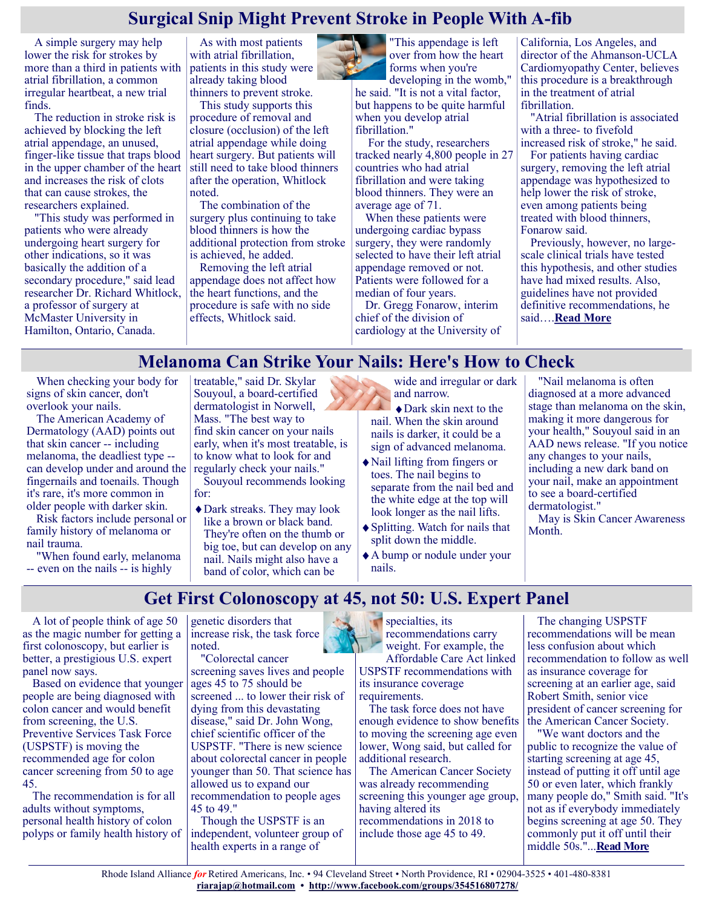## Surgical Snip Might Prevent Stroke in People With A-fib

A simple surgery may help lower the risk for strokes by more than a third in patients with atrial fibrillation, a common irregular heartbeat, a new trial finds.

The reduction in stroke risk is achieved by blocking the left atrial appendage, an unused, finger-like tissue that traps blood in the upper chamber of the heart and increases the risk of clots that can cause strokes, the researchers explained.

"This study was performed in patients who were already undergoing heart surgery for other indications, so it was basically the addition of a secondary procedure," said lead researcher Dr. Richard Whitlock, a professor of surgery at McMaster University in Hamilton, Ontario, Canada.

As with most patients with atrial fibrillation, patients in this study were already taking blood thinners to prevent stroke.

This study supports this procedure of removal and closure (occlusion) of the left atrial appendage while doing heart surgery. But patients will still need to take blood thinners after the operation, Whitlock noted.

The combination of the surgery plus continuing to take blood thinners is how the additional protection from stroke is achieved, he added.

Removing the left atrial appendage does not affect how the heart functions, and the procedure is safe with no side effects, Whitlock said.

"This appendage is left over from how the heart forms when you're developing in the womb," he said. "It is not a vital factor, but happens to be quite harmful when you develop atrial fibrillation."

For the study, researchers tracked nearly 4,800 people in 27 countries who had atrial fibrillation and were taking blood thinners. They were an average age of 71.

When these patients were undergoing cardiac bypass surgery, they were randomly selected to have their left atrial appendage removed or not. Patients were followed for a median of four years.

Dr. Gregg Fonarow, interim chief of the division of cardiology at the University of California, Los Angeles, and director of the Ahmanson-UCLA Cardiomyopathy Center, believes this procedure is a breakthrough in the treatment of atrial fibrillation.

"Atrial fibrillation is associated with a three- to fivefold increased risk of stroke," he said.

For patients having cardiac surgery, removing the left atrial appendage was hypothesized to help lower the risk of stroke, even among patients being treated with blood thinners, Fonarow said.

Previously, however, no large-scale clinical trials have tested this hypothesis, and other studies have had mixed results. Also, guidelines have not provided definitive recommendations, he said….**Read More**

## Melanoma Can Strike Your Nails: Here's How to Check

When checking your body for signs of skin cancer, don't overlook your nails.

The American Academy of Dermatology (AAD) points out that skin cancer -- including melanoma, the deadliest type -- can develop under and around the fingernails and toenails. Though it's rare, it's more common in older people with darker skin.

Risk factors include personal or family history of melanoma or nail trauma.

"When found early, melanoma -- even on the nails -- is highly treatable," said Dr. Skylar Souyoul, a board-certified dermatologist in Norwell, Mass. "The best way to find skin cancer on your nails early, when it's most treatable, is to know what to look for and regularly check your nails."

Souyoul recommends looking for:

- Dark streaks. They may look like a brown or black band. They're often on the thumb or big toe, but can develop on any nail. Nails might also have a band of color, which can be wide and irregular or dark and narrow.
- Dark skin next to the nail. When the skin around nails is darker, it could be a sign of advanced melanoma.
- Nail lifting from fingers or toes. The nail begins to separate from the nail bed and the white edge at the top will look longer as the nail lifts.
- Splitting. Watch for nails that split down the middle.
- A bump or nodule under your nails.

"Nail melanoma is often diagnosed at a more advanced stage than melanoma on the skin, making it more dangerous for your health," Souyoul said in an AAD news release. "If you notice any changes to your nails, including a new dark band on your nail, make an appointment to see a board-certified dermatologist."

May is Skin Cancer Awareness Month.

## Get First Colonoscopy at 45, not 50: U.S. Expert Panel

A lot of people think of age 50 as the magic number for getting a first colonoscopy, but earlier is better, a prestigious U.S. expert panel now says.

Based on evidence that younger people are being diagnosed with colon cancer and would benefit from screening, the U.S. Preventive Services Task Force (USPSTF) is moving the recommended age for colon cancer screening from 50 to age 45.

The recommendation is for all adults without symptoms, personal health history of colon polyps or family health history of genetic disorders that increase risk, the task force noted.

"Colorectal cancer screening saves lives and people ages 45 to 75 should be screened ... to lower their risk of dying from this devastating disease," said Dr. John Wong, chief scientific officer of the USPSTF. "There is new science about colorectal cancer in people younger than 50. That science has allowed us to expand our recommendation to people ages 45 to 49."

Though the USPSTF is an independent, volunteer group of health experts in a range of specialties, its recommendations carry weight. For example, the Affordable Care Act linked USPSTF recommendations with its insurance coverage requirements.

The task force does not have enough evidence to show benefits to moving the screening age even lower, Wong said, but called for additional research.

The American Cancer Society was already recommending screening this younger age group, having altered its recommendations in 2018 to include those age 45 to 49.

The changing USPSTF recommendations will be mean less confusion about which recommendation to follow as well as insurance coverage for screening at an earlier age, said Robert Smith, senior vice president of cancer screening for the American Cancer Society.

"We want doctors and the public to recognize the value of starting screening at age 45, instead of putting it off until age 50 or even later, which frankly many people do," Smith said. "It's not as if everybody immediately begins screening at age 50. They commonly put it off until their middle 50s."...**Read More**

Rhode Island Alliance *for* Retired Americans, Inc. • 94 Cleveland Street • North Providence, RI • 02904-3525 • 401-480-8381
riarajap@hotmail.com • http://www.facebook.com/groups/354516807278/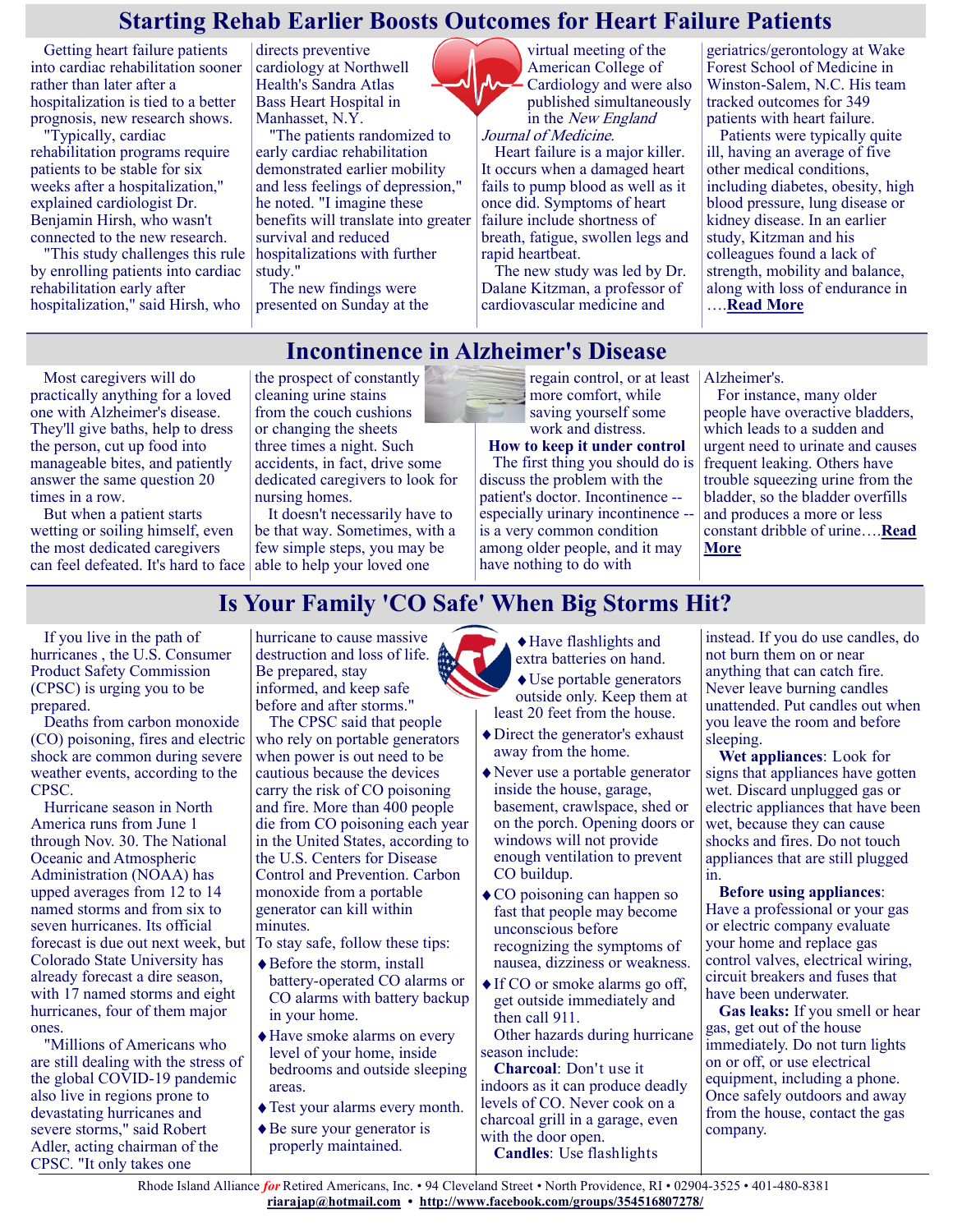# Starting Rehab Earlier Boosts Outcomes for Heart Failure Patients

Getting heart failure patients into cardiac rehabilitation sooner rather than later after a hospitalization is tied to a better prognosis, new research shows.

"Typically, cardiac rehabilitation programs require patients to be stable for six weeks after a hospitalization," explained cardiologist Dr. Benjamin Hirsh, who wasn't connected to the new research.

"This study challenges this rule by enrolling patients into cardiac rehabilitation early after hospitalization," said Hirsh, who directs preventive cardiology at Northwell Health's Sandra Atlas Bass Heart Hospital in Manhasset, N.Y.

"The patients randomized to early cardiac rehabilitation demonstrated earlier mobility and less feelings of depression," he noted. "I imagine these benefits will translate into greater survival and reduced hospitalizations with further study."

The new findings were presented on Sunday at the virtual meeting of the American College of Cardiology and were also published simultaneously in the *New England Journal of Medicine.*

Heart failure is a major killer. It occurs when a damaged heart fails to pump blood as well as it once did. Symptoms of heart failure include shortness of breath, fatigue, swollen legs and rapid heartbeat.

The new study was led by Dr. Dalane Kitzman, a professor of cardiovascular medicine and geriatrics/gerontology at Wake Forest School of Medicine in Winston-Salem, N.C. His team tracked outcomes for 349 patients with heart failure.

Patients were typically quite ill, having an average of five other medical conditions, including diabetes, obesity, high blood pressure, lung disease or kidney disease. In an earlier study, Kitzman and his colleagues found a lack of strength, mobility and balance, along with loss of endurance in ….**Read More**

# Incontinence in Alzheimer's Disease

Most caregivers will do practically anything for a loved one with Alzheimer's disease. They'll give baths, help to dress the person, cut up food into manageable bites, and patiently answer the same question 20 times in a row.

But when a patient starts wetting or soiling himself, even the most dedicated caregivers can feel defeated. It's hard to face the prospect of constantly cleaning urine stains from the couch cushions or changing the sheets three times a night. Such accidents, in fact, drive some dedicated caregivers to look for nursing homes.

It doesn't necessarily have to be that way. Sometimes, with a few simple steps, you may be able to help your loved one regain control, or at least more comfort, while saving yourself some work and distress.

**How to keep it under control**

The first thing you should do is discuss the problem with the patient's doctor. Incontinence -- especially urinary incontinence -- is a very common condition among older people, and it may have nothing to do with Alzheimer's.

For instance, many older people have overactive bladders, which leads to a sudden and urgent need to urinate and causes frequent leaking. Others have trouble squeezing urine from the bladder, so the bladder overfills and produces a more or less constant dribble of urine….**Read More**

# Is Your Family 'CO Safe' When Big Storms Hit?

If you live in the path of hurricanes , the U.S. Consumer Product Safety Commission (CPSC) is urging you to be prepared.

Deaths from carbon monoxide (CO) poisoning, fires and electric shock are common during severe weather events, according to the CPSC.

Hurricane season in North America runs from June 1 through Nov. 30. The National Oceanic and Atmospheric Administration (NOAA) has upped averages from 12 to 14 named storms and from six to seven hurricanes. Its official forecast is due out next week, but Colorado State University has already forecast a dire season, with 17 named storms and eight hurricanes, four of them major ones.

"Millions of Americans who are still dealing with the stress of the global COVID-19 pandemic also live in regions prone to devastating hurricanes and severe storms," said Robert Adler, acting chairman of the CPSC. "It only takes one hurricane to cause massive destruction and loss of life. Be prepared, stay informed, and keep safe before and after storms."

The CPSC said that people who rely on portable generators when power is out need to be cautious because the devices carry the risk of CO poisoning and fire. More than 400 people die from CO poisoning each year in the United States, according to the U.S. Centers for Disease Control and Prevention. Carbon monoxide from a portable generator can kill within minutes.

To stay safe, follow these tips:

- Before the storm, install battery-operated CO alarms or CO alarms with battery backup in your home.
- Have smoke alarms on every level of your home, inside bedrooms and outside sleeping areas.
- Test your alarms every month.
- Be sure your generator is properly maintained.
- Have flashlights and extra batteries on hand.
- Use portable generators outside only. Keep them at least 20 feet from the house.
- Direct the generator's exhaust away from the home.
- Never use a portable generator inside the house, garage, basement, crawlspace, shed or on the porch. Opening doors or windows will not provide enough ventilation to prevent CO buildup.
- CO poisoning can happen so fast that people may become unconscious before recognizing the symptoms of nausea, dizziness or weakness.
- If CO or smoke alarms go off, get outside immediately and then call 911.

Other hazards during hurricane season include:

**Charcoal**: Don't use it indoors as it can produce deadly levels of CO. Never cook on a charcoal grill in a garage, even with the door open.

**Candles**: Use flashlights instead. If you do use candles, do not burn them on or near anything that can catch fire. Never leave burning candles unattended. Put candles out when you leave the room and before sleeping.

**Wet appliances**: Look for signs that appliances have gotten wet. Discard unplugged gas or electric appliances that have been wet, because they can cause shocks and fires. Do not touch appliances that are still plugged in.

**Before using appliances**: Have a professional or your gas or electric company evaluate your home and replace gas control valves, electrical wiring, circuit breakers and fuses that have been underwater.

**Gas leaks:** If you smell or hear gas, get out of the house immediately. Do not turn lights on or off, or use electrical equipment, including a phone. Once safely outdoors and away from the house, contact the gas company.

Rhode Island Alliance *for* Retired Americans, Inc. • 94 Cleveland Street • North Providence, RI • 02904-3525 • 401-480-8381
**riarajap@hotmail.com** • **http://www.facebook.com/groups/354516807278/**